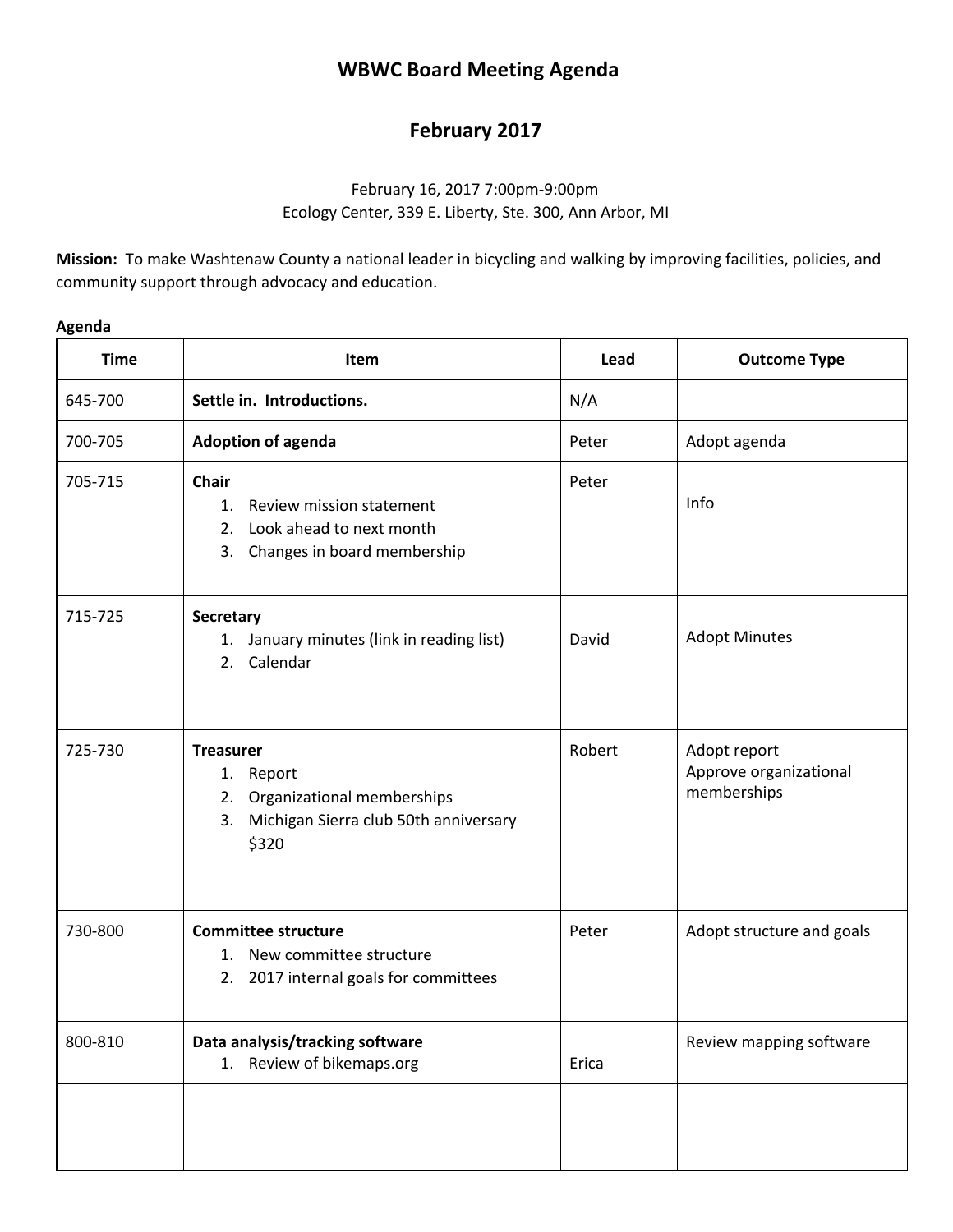# WBWC Board Meeting Agenda

## February 2017

February 16, 2017 7:00pm-9:00pm
Ecology Center, 339 E. Liberty, Ste. 300, Ann Arbor, MI

**Mission:** To make Washtenaw County a national leader in bicycling and walking by improving facilities, policies, and community support through advocacy and education.

**Agenda**

| Time | Item | | Lead | Outcome Type |
|---|---|---|---|---|
| 645-700 | **Settle in. Introductions.** | | N/A | |
| 700-705 | **Adoption of agenda** | | Peter | Adopt agenda |
| 705-715 | **Chair**<br>1. Review mission statement<br>2. Look ahead to next month<br>3. Changes in board membership | | Peter | Info |
| 715-725 | **Secretary**<br>1. January minutes (link in reading list)<br>2. Calendar | | David | Adopt Minutes |
| 725-730 | **Treasurer**<br>1. Report<br>2. Organizational memberships<br>3. Michigan Sierra club 50th anniversary $320 | | Robert | Adopt report<br>Approve organizational memberships |
| 730-800 | **Committee structure**<br>1. New committee structure<br>2. 2017 internal goals for committees | | Peter | Adopt structure and goals |
| 800-810 | **Data analysis/tracking software**<br>1. Review of bikemaps.org | | Erica | Review mapping software |
| | | | | |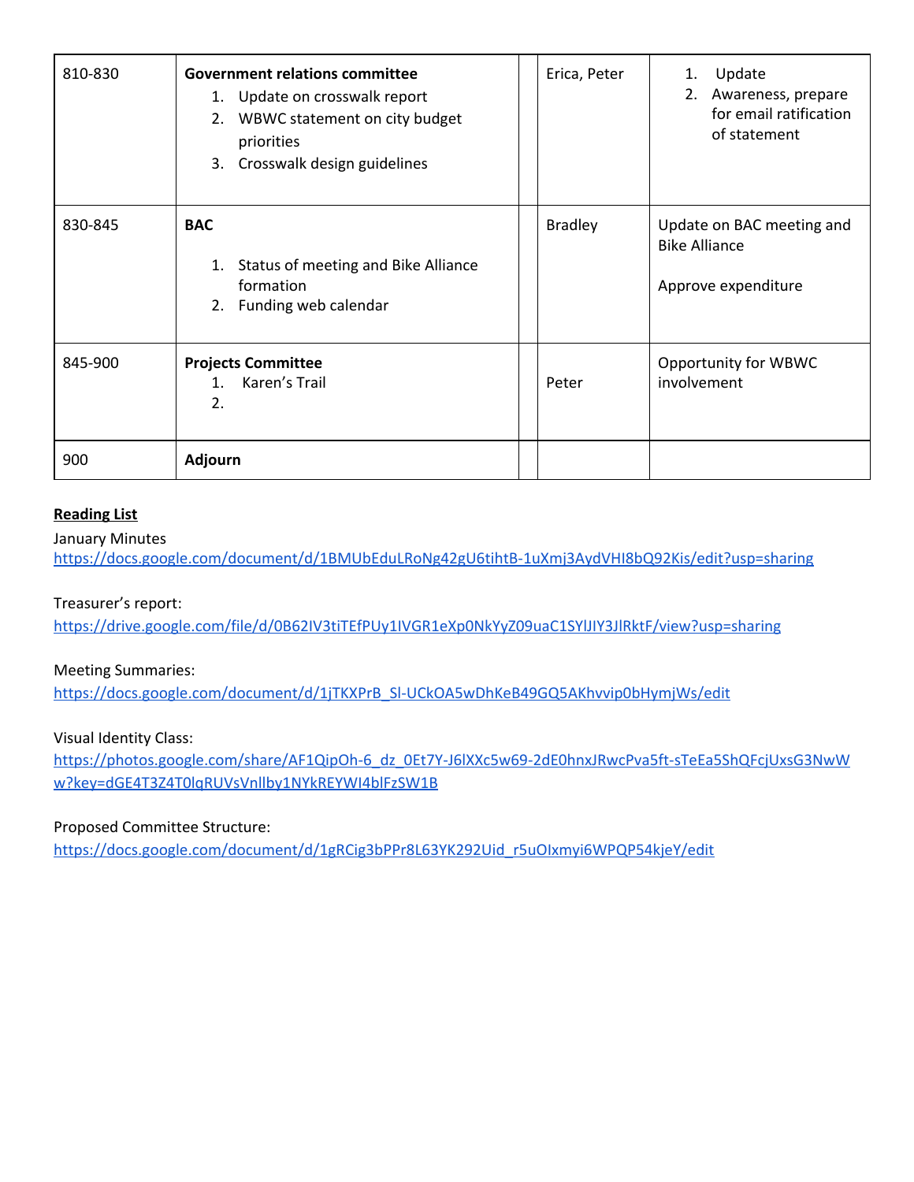| | | | | |
|---|---|---|---|---|
| 810-830 | **Government relations committee**<br>1. Update on crosswalk report<br>2. WBWC statement on city budget priorities<br>3. Crosswalk design guidelines | | Erica, Peter | 1. Update<br>2. Awareness, prepare for email ratification of statement |
| 830-845 | **BAC**<br><br>1. Status of meeting and Bike Alliance formation<br>2. Funding web calendar | | Bradley | Update on BAC meeting and Bike Alliance<br><br>Approve expenditure |
| 845-900 | **Projects Committee**<br>1. Karen's Trail<br>2. | | Peter | Opportunity for WBWC involvement |
| 900 | **Adjourn** | | | |

**Reading List**

January Minutes
https://docs.google.com/document/d/1BMUbEduLRoNg42gU6tihtB-1uXmj3AydVHI8bQ92Kis/edit?usp=sharing

Treasurer's report:
https://drive.google.com/file/d/0B62IV3tiTEfPUy1IVGR1eXp0NkYyZ09uaC1SYlJIY3JlRktF/view?usp=sharing

Meeting Summaries:
https://docs.google.com/document/d/1jTKXPrB_Sl-UCkOA5wDhKeB49GQ5AKhvvip0bHymjWs/edit

Visual Identity Class:
https://photos.google.com/share/AF1QipOh-6_dz_0Et7Y-J6lXXc5w69-2dE0hnxJRwcPva5ft-sTeEa5ShQFcjUxsG3NwWw?key=dGE4T3Z4T0lqRUVsVnllby1NYkREYWI4blFzSW1B

Proposed Committee Structure:
https://docs.google.com/document/d/1gRCig3bPPr8L63YK292Uid_r5uOlxmyi6WPQP54kjeY/edit